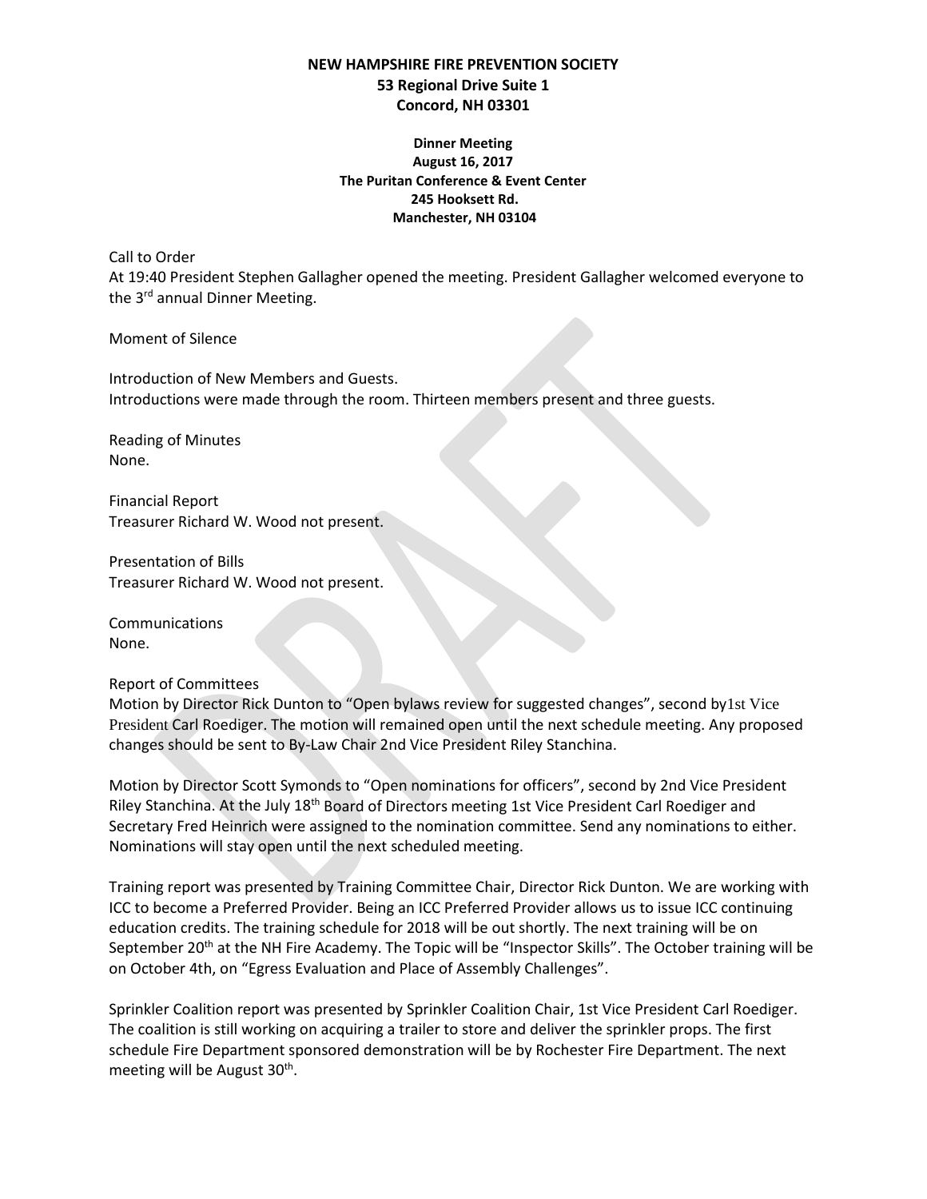**NEW HAMPSHIRE FIRE PREVENTION SOCIETY**
**53 Regional Drive Suite 1**
**Concord, NH 03301**

**Dinner Meeting**
**August 16, 2017**
**The Puritan Conference & Event Center**
**245 Hooksett Rd.**
**Manchester, NH 03104**

Call to Order
At 19:40 President Stephen Gallagher opened the meeting. President Gallagher welcomed everyone to the 3rd annual Dinner Meeting.

Moment of Silence

Introduction of New Members and Guests.
Introductions were made through the room. Thirteen members present and three guests.

Reading of Minutes
None.

Financial Report
Treasurer Richard W. Wood not present.

Presentation of Bills
Treasurer Richard W. Wood not present.

Communications
None.

Report of Committees
Motion by Director Rick Dunton to "Open bylaws review for suggested changes", second by1st Vice President Carl Roediger. The motion will remained open until the next schedule meeting. Any proposed changes should be sent to By-Law Chair 2nd Vice President Riley Stanchina.

Motion by Director Scott Symonds to "Open nominations for officers", second by 2nd Vice President Riley Stanchina. At the July 18th Board of Directors meeting 1st Vice President Carl Roediger and Secretary Fred Heinrich were assigned to the nomination committee. Send any nominations to either. Nominations will stay open until the next scheduled meeting.

Training report was presented by Training Committee Chair, Director Rick Dunton. We are working with ICC to become a Preferred Provider. Being an ICC Preferred Provider allows us to issue ICC continuing education credits. The training schedule for 2018 will be out shortly. The next training will be on September 20th at the NH Fire Academy. The Topic will be "Inspector Skills". The October training will be on October 4th, on "Egress Evaluation and Place of Assembly Challenges".

Sprinkler Coalition report was presented by Sprinkler Coalition Chair, 1st Vice President Carl Roediger. The coalition is still working on acquiring a trailer to store and deliver the sprinkler props. The first schedule Fire Department sponsored demonstration will be by Rochester Fire Department. The next meeting will be August 30th.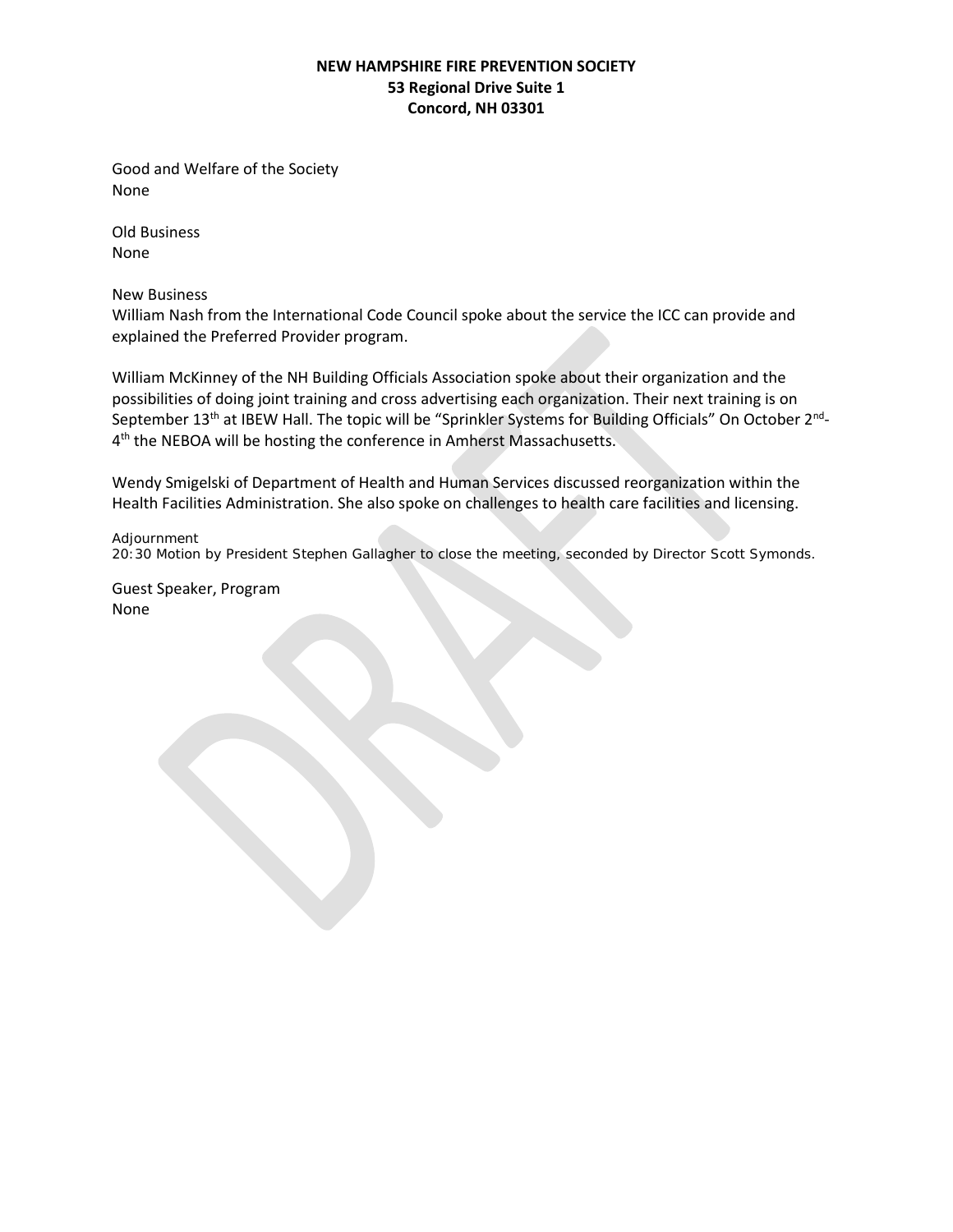**NEW HAMPSHIRE FIRE PREVENTION SOCIETY**
**53 Regional Drive Suite 1**
**Concord, NH 03301**

Good and Welfare of the Society
None

Old Business
None

New Business
William Nash from the International Code Council spoke about the service the ICC can provide and explained the Preferred Provider program.

William McKinney of the NH Building Officials Association spoke about their organization and the possibilities of doing joint training and cross advertising each organization. Their next training is on September 13th at IBEW Hall. The topic will be "Sprinkler Systems for Building Officials" On October 2nd-4th the NEBOA will be hosting the conference in Amherst Massachusetts.

Wendy Smigelski of Department of Health and Human Services discussed reorganization within the Health Facilities Administration. She also spoke on challenges to health care facilities and licensing.

Adjournment
20:30 Motion by President Stephen Gallagher to close the meeting, seconded by Director Scott Symonds.

Guest Speaker, Program
None